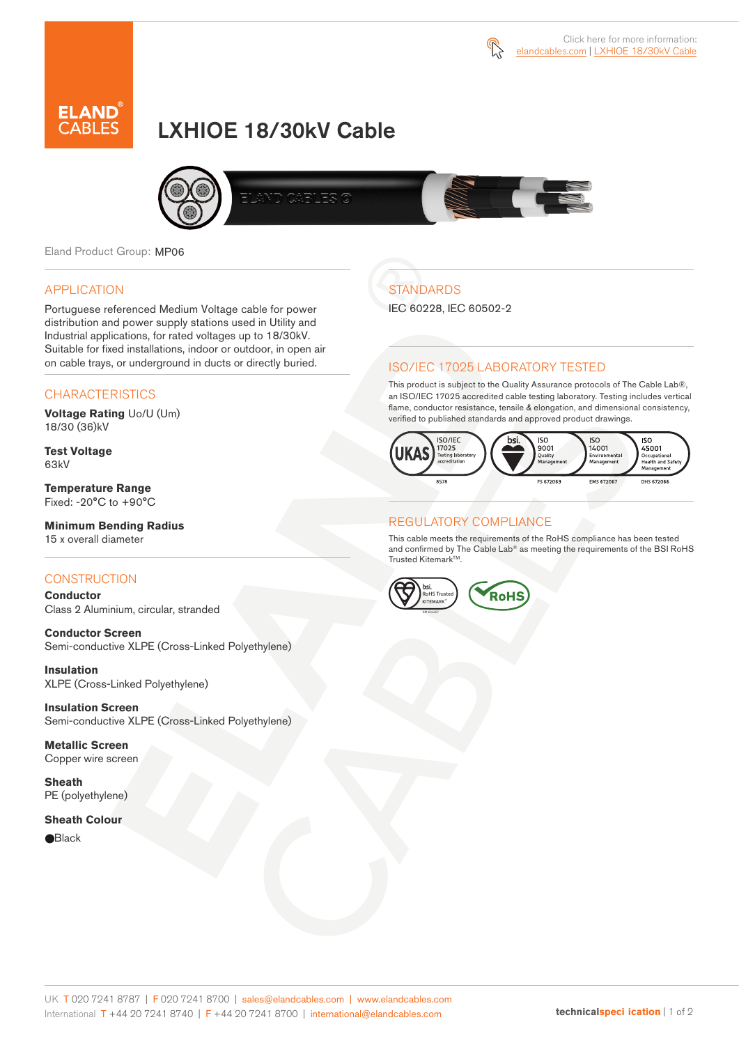Click here for more information:
elandcables.com | LXHIOE 18/30kV Cable

# LXHIOE 18/30kV Cable

Eland Product Group: MP06

## APPLICATION

Portuguese referenced Medium Voltage cable for power distribution and power supply stations used in Utility and Industrial applications, for rated voltages up to 18/30kV. Suitable for fixed installations, indoor or outdoor, in open air on cable trays, or underground in ducts or directly buried.

## CHARACTERISTICS

**Voltage Rating** Uo/U (Um)
18/30 (36)kV

**Test Voltage**
63kV

**Temperature Range**
Fixed: -20°C to +90°C

**Minimum Bending Radius**
15 x overall diameter

## CONSTRUCTION

**Conductor**
Class 2 Aluminium, circular, stranded

**Conductor Screen**
Semi-conductive XLPE (Cross-Linked Polyethylene)

**Insulation**
XLPE (Cross-Linked Polyethylene)

**Insulation Screen**
Semi-conductive XLPE (Cross-Linked Polyethylene)

**Metallic Screen**
Copper wire screen

**Sheath**
PE (polyethylene)

**Sheath Colour**
●Black

## STANDARDS

IEC 60228, IEC 60502-2

## ISO/IEC 17025 LABORATORY TESTED

This product is subject to the Quality Assurance protocols of The Cable Lab®, an ISO/IEC 17025 accredited cable testing laboratory. Testing includes vertical flame, conductor resistance, tensile & elongation, and dimensional consistency, verified to published standards and approved product drawings.

UKAS ISO/IEC 17025 Testing laboratory accreditation 8578 | bsi ISO 9001 Quality Management FS 672069 | ISO 14001 Environmental Management EMS 672067 | ISO 45001 Occupational Health and Safety Management OHS 672066

## REGULATORY COMPLIANCE

This cable meets the requirements of the RoHS compliance has been tested and confirmed by The Cable Lab® as meeting the requirements of the BSI RoHS Trusted Kitemark™.

bsi RoHS Trusted KITEMARK™ | RoHS

UK T 020 7241 8787 | F 020 7241 8700 | sales@elandcables.com | www.elandcables.com
International T +44 20 7241 8740 | F +44 20 7241 8700 | international@elandcables.com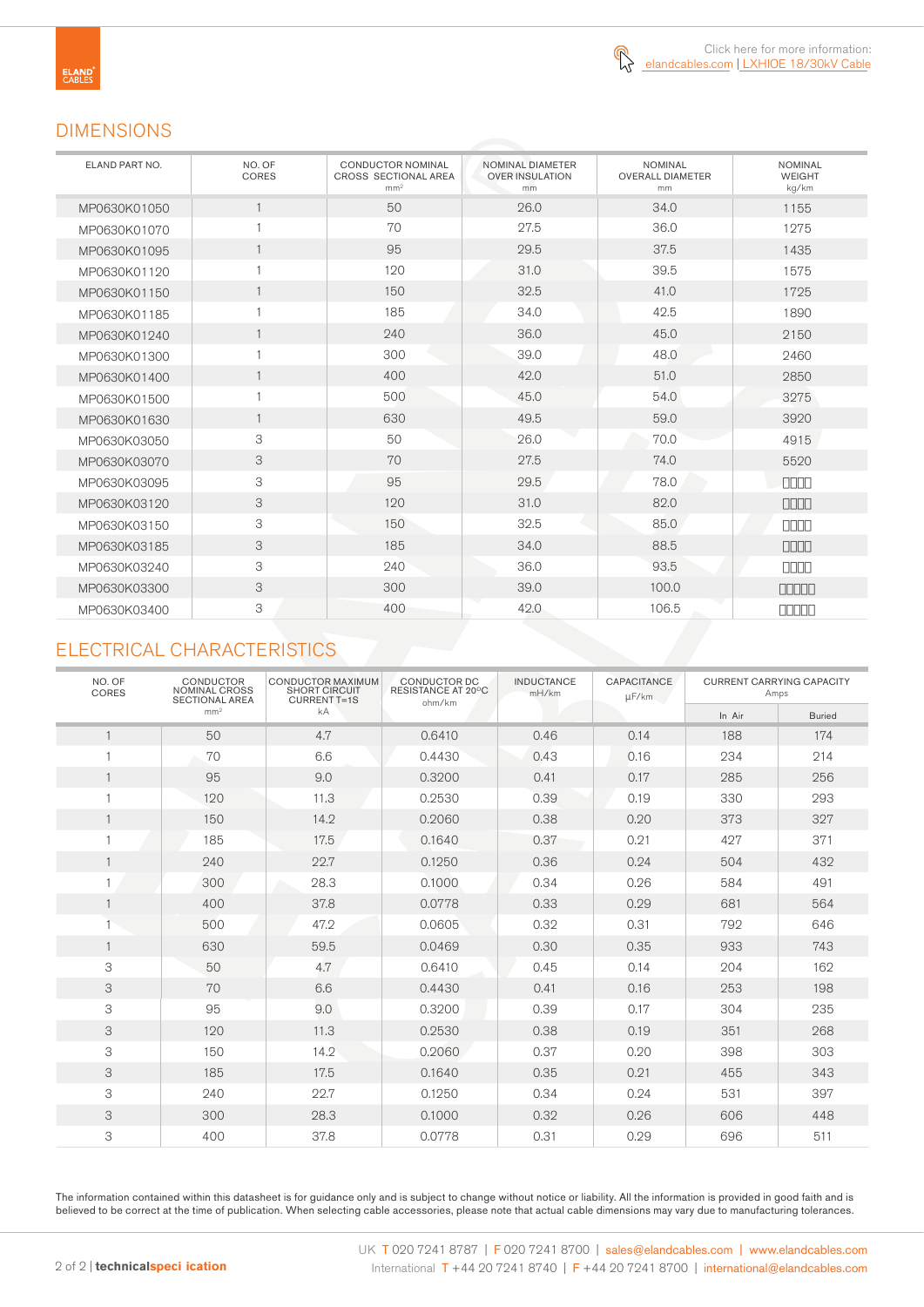Click here for more information: elandcables.com | LXHIOE 18/30kV Cable

## DIMENSIONS

| ELAND PART NO. | NO. OF CORES | CONDUCTOR NOMINAL CROSS SECTIONAL AREA mm² | NOMINAL DIAMETER OVER INSULATION mm | NOMINAL OVERALL DIAMETER mm | NOMINAL WEIGHT kg/km |
|---|---|---|---|---|---|
| MP0630K01050 | 1 | 50 | 26.0 | 34.0 | 1155 |
| MP0630K01070 | 1 | 70 | 27.5 | 36.0 | 1275 |
| MP0630K01095 | 1 | 95 | 29.5 | 37.5 | 1435 |
| MP0630K01120 | 1 | 120 | 31.0 | 39.5 | 1575 |
| MP0630K01150 | 1 | 150 | 32.5 | 41.0 | 1725 |
| MP0630K01185 | 1 | 185 | 34.0 | 42.5 | 1890 |
| MP0630K01240 | 1 | 240 | 36.0 | 45.0 | 2150 |
| MP0630K01300 | 1 | 300 | 39.0 | 48.0 | 2460 |
| MP0630K01400 | 1 | 400 | 42.0 | 51.0 | 2850 |
| MP0630K01500 | 1 | 500 | 45.0 | 54.0 | 3275 |
| MP0630K01630 | 1 | 630 | 49.5 | 59.0 | 3920 |
| MP0630K03050 | 3 | 50 | 26.0 | 70.0 | 4915 |
| MP0630K03070 | 3 | 70 | 27.5 | 74.0 | 5520 |
| MP0630K03095 | 3 | 95 | 29.5 | 78.0 | □□□□ |
| MP0630K03120 | 3 | 120 | 31.0 | 82.0 | □□□□ |
| MP0630K03150 | 3 | 150 | 32.5 | 85.0 | □□□□ |
| MP0630K03185 | 3 | 185 | 34.0 | 88.5 | □□□□ |
| MP0630K03240 | 3 | 240 | 36.0 | 93.5 | □□□□ |
| MP0630K03300 | 3 | 300 | 39.0 | 100.0 | □□□□□ |
| MP0630K03400 | 3 | 400 | 42.0 | 106.5 | □□□□□ |

## ELECTRICAL CHARACTERISTICS

| NO. OF CORES | CONDUCTOR NOMINAL CROSS SECTIONAL AREA mm² | CONDUCTOR MAXIMUM SHORT CIRCUIT CURRENT T=1S kA | CONDUCTOR DC RESISTANCE AT 20ºC ohm/km | INDUCTANCE mH/km | CAPACITANCE µF/km | CURRENT CARRYING CAPACITY Amps | |
|---|---|---|---|---|---|---|---|
| | | | | | | In Air | Buried |
| 1 | 50 | 4.7 | 0.6410 | 0.46 | 0.14 | 188 | 174 |
| 1 | 70 | 6.6 | 0.4430 | 0.43 | 0.16 | 234 | 214 |
| 1 | 95 | 9.0 | 0.3200 | 0.41 | 0.17 | 285 | 256 |
| 1 | 120 | 11.3 | 0.2530 | 0.39 | 0.19 | 330 | 293 |
| 1 | 150 | 14.2 | 0.2060 | 0.38 | 0.20 | 373 | 327 |
| 1 | 185 | 17.5 | 0.1640 | 0.37 | 0.21 | 427 | 371 |
| 1 | 240 | 22.7 | 0.1250 | 0.36 | 0.24 | 504 | 432 |
| 1 | 300 | 28.3 | 0.1000 | 0.34 | 0.26 | 584 | 491 |
| 1 | 400 | 37.8 | 0.0778 | 0.33 | 0.29 | 681 | 564 |
| 1 | 500 | 47.2 | 0.0605 | 0.32 | 0.31 | 792 | 646 |
| 1 | 630 | 59.5 | 0.0469 | 0.30 | 0.35 | 933 | 743 |
| 3 | 50 | 4.7 | 0.6410 | 0.45 | 0.14 | 204 | 162 |
| 3 | 70 | 6.6 | 0.4430 | 0.41 | 0.16 | 253 | 198 |
| 3 | 95 | 9.0 | 0.3200 | 0.39 | 0.17 | 304 | 235 |
| 3 | 120 | 11.3 | 0.2530 | 0.38 | 0.19 | 351 | 268 |
| 3 | 150 | 14.2 | 0.2060 | 0.37 | 0.20 | 398 | 303 |
| 3 | 185 | 17.5 | 0.1640 | 0.35 | 0.21 | 455 | 343 |
| 3 | 240 | 22.7 | 0.1250 | 0.34 | 0.24 | 531 | 397 |
| 3 | 300 | 28.3 | 0.1000 | 0.32 | 0.26 | 606 | 448 |
| 3 | 400 | 37.8 | 0.0778 | 0.31 | 0.29 | 696 | 511 |

The information contained within this datasheet is for guidance only and is subject to change without notice or liability. All the information is provided in good faith and is believed to be correct at the time of publication. When selecting cable accessories, please note that actual cable dimensions may vary due to manufacturing tolerances.

UK T 020 7241 8787 | F 020 7241 8700 | sales@elandcables.com | www.elandcables.com
International T +44 20 7241 8740 | F +44 20 7241 8700 | international@elandcables.com